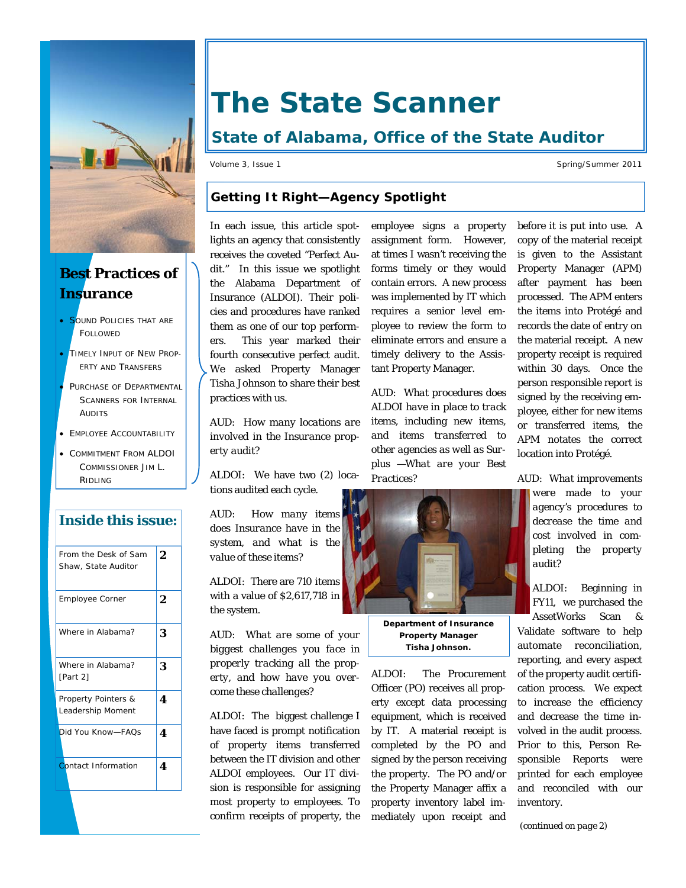# The State Scanner

## State of Alabama, Office of the State Auditor

Volume 3, Issue 1 Spring/Summer 2011

### Best Practices of Insurance

- Sound Policies that are Followed
- Timely Input of New Property and Transfers
- Purchase of Departmental Scanners for Internal Audits
- Employee Accountability
- Commitment From ALDOI Commissioner Jim L. Ridling

### Inside this issue:

| | |
|---|---|
| From the Desk of Sam Shaw, State Auditor | 2 |
| Employee Corner | 2 |
| Where in Alabama? | 3 |
| Where in Alabama? [Part 2] | 3 |
| Property Pointers & Leadership Moment | 4 |
| Did You Know—FAQs | 4 |
| Contact Information | 4 |

## Getting It Right—Agency Spotlight

In each issue, this article spotlights an agency that consistently receives the coveted "Perfect Audit." In this issue we spotlight the Alabama Department of Insurance (ALDOI). Their policies and procedures have ranked them as one of our top performers. This year marked their fourth consecutive perfect audit. We asked Property Manager Tisha Johnson to share their best practices with us.

*AUD: How many locations are involved in the Insurance property audit?*

ALDOI: We have two (2) locations audited each cycle.

*AUD: How many items does Insurance have in the system, and what is the value of these items?*

ALDOI: There are 710 items with a value of $2,617,718 in the system.

*AUD: What are some of your biggest challenges you face in properly tracking all the property, and how have you overcome these challenges?*

ALDOI: The biggest challenge I have faced is prompt notification of property items transferred between the IT division and other ALDOI employees. Our IT division is responsible for assigning most property to employees. To confirm receipts of property, the employee signs a property assignment form. However, at times I wasn't receiving the forms timely or they would contain errors. A new process was implemented by IT which requires a senior level employee to review the form to eliminate errors and ensure a timely delivery to the Assistant Property Manager.

*AUD: What procedures does ALDOI have in place to track items, including new items, and items transferred to other agencies as well as Surplus —What are your Best Practices?*

**Department of Insurance Property Manager Tisha Johnson.**

ALDOI: The Procurement Officer (PO) receives all property except data processing equipment, which is received by IT. A material receipt is completed by the PO and signed by the person receiving the property. The PO and/or the Property Manager affix a property inventory label immediately upon receipt and before it is put into use. A copy of the material receipt is given to the Assistant Property Manager (APM) after payment has been processed. The APM enters the items into Protégé and records the date of entry on the material receipt. A new property receipt is required within 30 days. Once the person responsible report is signed by the receiving employee, either for new items or transferred items, the APM notates the correct location into Protégé.

*AUD: What improvements were made to your agency's procedures to decrease the time and cost involved in completing the property audit?*

ALDOI: Beginning in FY11, we purchased the AssetWorks Scan & Validate software to help automate reconciliation, reporting, and every aspect of the property audit certification process. We expect to increase the efficiency and decrease the time involved in the audit process. Prior to this, Person Responsible Reports were printed for each employee and reconciled with our inventory.

(continued on page 2)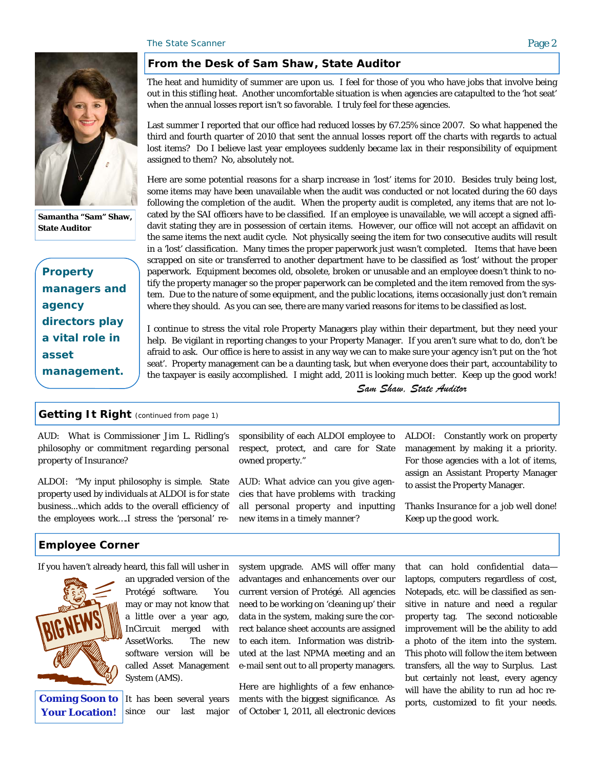## From the Desk of Sam Shaw, State Auditor

Samantha "Sam" Shaw, State Auditor

**Property managers and agency directors play a vital role in asset management.**

The heat and humidity of summer are upon us. I feel for those of you who have jobs that involve being out in this stifling heat. Another uncomfortable situation is when agencies are catapulted to the 'hot seat' when the annual losses report isn't so favorable. I truly feel for these agencies.

Last summer I reported that our office had reduced losses by 67.25% since 2007. So what happened the third and fourth quarter of 2010 that sent the annual losses report off the charts with regards to actual lost items? Do I believe last year employees suddenly became lax in their responsibility of equipment assigned to them? No, absolutely not.

Here are some potential reasons for a sharp increase in 'lost' items for 2010. Besides truly being lost, some items may have been unavailable when the audit was conducted or not located during the 60 days following the completion of the audit. When the property audit is completed, any items that are not located by the SAI officers have to be classified. If an employee is unavailable, we will accept a signed affidavit stating they are in possession of certain items. However, our office will not accept an affidavit on the same items the next audit cycle. Not physically seeing the item for two consecutive audits will result in a 'lost' classification. Many times the proper paperwork just wasn't completed. Items that have been scrapped on site or transferred to another department have to be classified as 'lost' without the proper paperwork. Equipment becomes old, obsolete, broken or unusable and an employee doesn't think to notify the property manager so the proper paperwork can be completed and the item removed from the system. Due to the nature of some equipment, and the public locations, items occasionally just don't remain where they should. As you can see, there are many varied reasons for items to be classified as lost.

I continue to stress the vital role Property Managers play within their department, but they need your help. Be vigilant in reporting changes to your Property Manager. If you aren't sure what to do, don't be afraid to ask. Our office is here to assist in any way we can to make sure your agency isn't put on the 'hot seat'. Property management can be a daunting task, but when everyone does their part, accountability to the taxpayer is easily accomplished. I might add, 2011 is looking much better. Keep up the good work!

*Sam Shaw, State Auditor*

## Getting It Right (continued from page 1)

AUD: *What is Commissioner Jim L. Ridling's philosophy or commitment regarding personal property of Insurance?*

ALDOI: "My input philosophy is simple. State property used by individuals at ALDOI is for state business...which adds to the overall efficiency of the employees work….I stress the 'personal' responsibility of each ALDOI employee to respect, protect, and care for State owned property."

AUD: *What advice can you give agencies that have problems with tracking all personal property and inputting new items in a timely manner?*

ALDOI: Constantly work on property management by making it a priority. For those agencies with a lot of items, assign an Assistant Property Manager to assist the Property Manager.

*Thanks Insurance for a job well done! Keep up the good work.*

## Employee Corner

**Coming Soon to Your Location!**

If you haven't already heard, this fall will usher in an upgraded version of the Protégé software. You may or may not know that a little over a year ago, InCircuit merged with AssetWorks. The new software version will be called Asset Management System (AMS).

It has been several years since our last major system upgrade. AMS will offer many advantages and enhancements over our current version of Protégé. All agencies need to be working on 'cleaning up' their data in the system, making sure the correct balance sheet accounts are assigned to each item. Information was distributed at the last NPMA meeting and an e-mail sent out to all property managers.

Here are highlights of a few enhancements with the biggest significance. As of October 1, 2011, all electronic devices that can hold confidential data—laptops, computers regardless of cost, Notepads, etc. will be classified as sensitive in nature and need a regular property tag. The second noticeable improvement will be the ability to add a photo of the item into the system. This photo will follow the item between transfers, all the way to Surplus. Last but certainly not least, every agency will have the ability to run ad hoc reports, customized to fit your needs.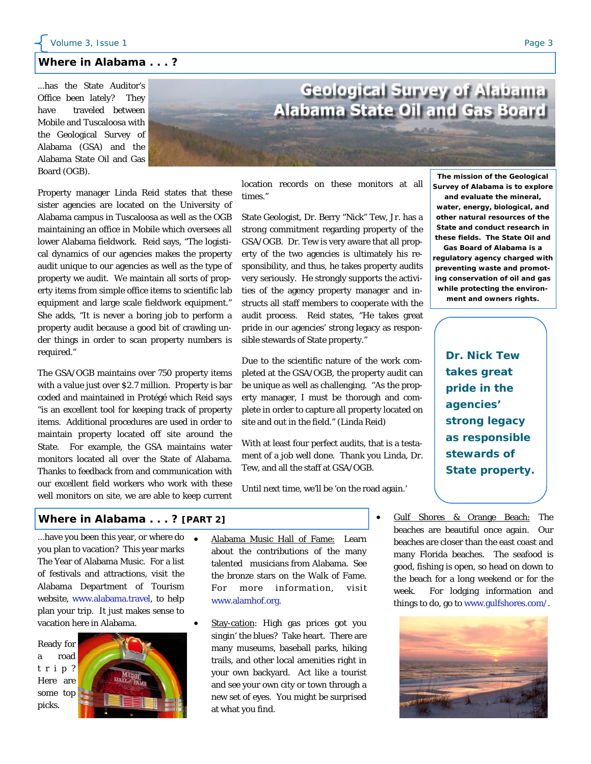## Where in Alabama . . . ?

...has the State Auditor's Office been lately? They have traveled between Mobile and Tuscaloosa with the Geological Survey of Alabama (GSA) and the Alabama State Oil and Gas Board (OGB).

**Geological Survey of Alabama**
**Alabama State Oil and Gas Board**

Property manager Linda Reid states that these sister agencies are located on the University of Alabama campus in Tuscaloosa as well as the OGB maintaining an office in Mobile which oversees all lower Alabama fieldwork. Reid says, "The logistical dynamics of our agencies makes the property audit unique to our agencies as well as the type of property we audit. We maintain all sorts of property items from simple office items to scientific lab equipment and large scale fieldwork equipment." She adds, "It is never a boring job to perform a property audit because a good bit of crawling under things in order to scan property numbers is required."

The GSA/OGB maintains over 750 property items with a value just over $2.7 million. Property is bar coded and maintained in Protégé which Reid says "is an excellent tool for keeping track of property items. Additional procedures are used in order to maintain property located off site around the State. For example, the GSA maintains water monitors located all over the State of Alabama. Thanks to feedback from and communication with our excellent field workers who work with these well monitors on site, we are able to keep current location records on these monitors at all times."

State Geologist, Dr. Berry "Nick" Tew, Jr. has a strong commitment regarding property of the GSA/OGB. Dr. Tew is very aware that all property of the two agencies is ultimately his responsibility, and thus, he takes property audits very seriously. He strongly supports the activities of the agency property manager and instructs all staff members to cooperate with the audit process. Reid states, "He takes great pride in our agencies' strong legacy as responsible stewards of State property."

Due to the scientific nature of the work completed at the GSA/OGB, the property audit can be unique as well as challenging. "As the property manager, I must be thorough and complete in order to capture all property located on site and out in the field." (Linda Reid)

With at least four perfect audits, that is a testament of a job well done. Thank you Linda, Dr. Tew, and all the staff at GSA/OGB.

Until next time, we'll be 'on the road again.'

**The mission of the Geological Survey of Alabama is to explore and evaluate the mineral, water, energy, biological, and other natural resources of the State and conduct research in these fields. The State Oil and Gas Board of Alabama is a regulatory agency charged with preventing waste and promoting conservation of oil and gas while protecting the environment and owners rights.**

**Dr. Nick Tew takes great pride in the agencies' strong legacy as responsible stewards of State property.**

## Where in Alabama . . . ? [PART 2]

...have you been this year, or where do you plan to vacation? This year marks The Year of Alabama Music. For a list of festivals and attractions, visit the Alabama Department of Tourism website, www.alabama.travel, to help plan your trip. It just makes sense to vacation here in Alabama.

Ready for a road trip? Here are some top picks.

- Alabama Music Hall of Fame: Learn about the contributions of the many talented musicians from Alabama. See the bronze stars on the Walk of Fame. For more information, visit www.alamhof.org.
- Stay-cation: High gas prices got you singin' the blues? Take heart. There are many museums, baseball parks, hiking trails, and other local amenities right in your own backyard. Act like a tourist and see your own city or town through a new set of eyes. You might be surprised at what you find.
- Gulf Shores & Orange Beach: The beaches are beautiful once again. Our beaches are closer than the east coast and many Florida beaches. The seafood is good, fishing is open, so head on down to the beach for a long weekend or for the week. For lodging information and things to do, go to www.gulfshores.com/.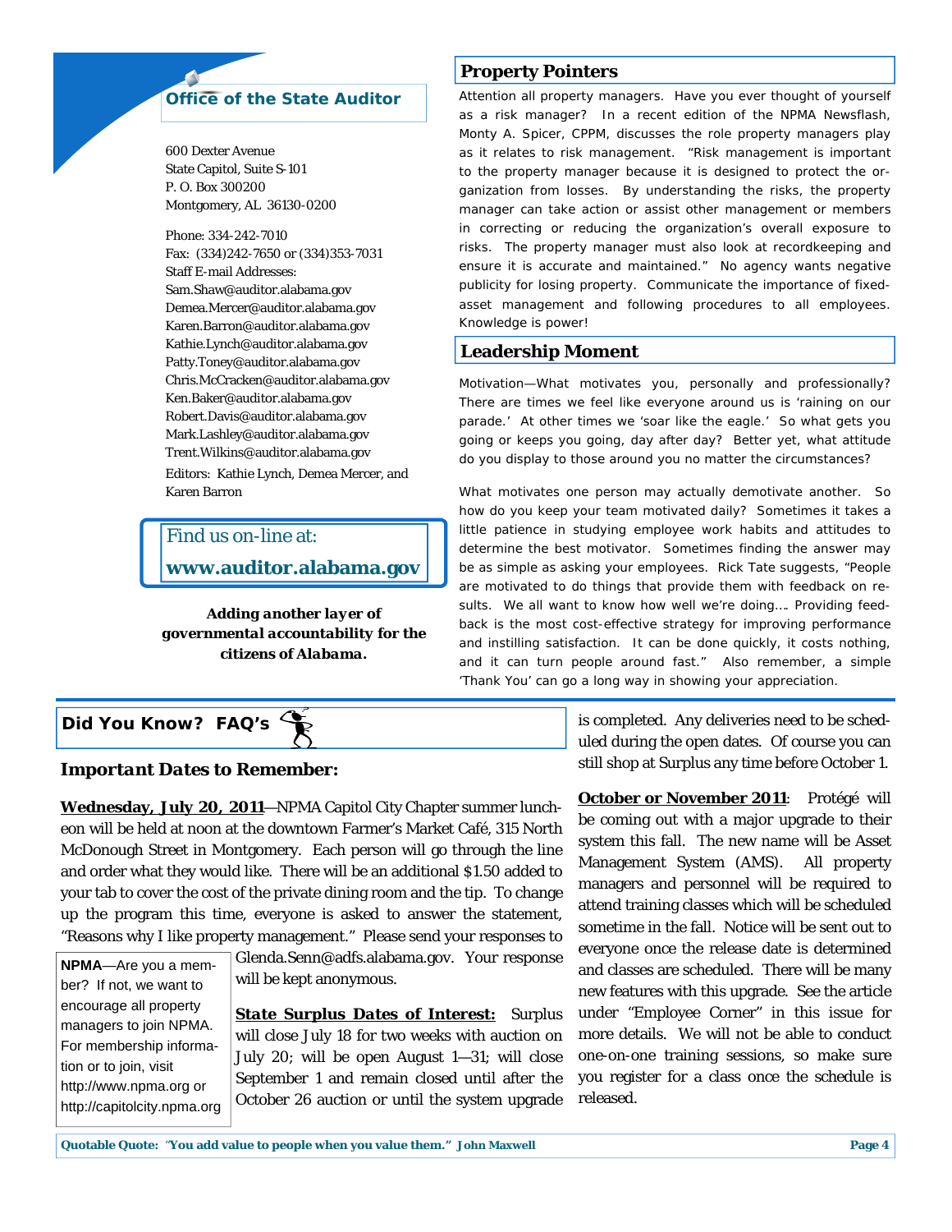## Office of the State Auditor

600 Dexter Avenue
State Capitol, Suite S-101
P. O. Box 300200
Montgomery, AL 36130-0200

Phone: 334-242-7010
Fax: (334)242-7650 or (334)353-7031
Staff E-mail Addresses:
Sam.Shaw@auditor.alabama.gov
Demea.Mercer@auditor.alabama.gov
Karen.Barron@auditor.alabama.gov
Kathie.Lynch@auditor.alabama.gov
Patty.Toney@auditor.alabama.gov
Chris.McCracken@auditor.alabama.gov
Ken.Baker@auditor.alabama.gov
Robert.Davis@auditor.alabama.gov
Mark.Lashley@auditor.alabama.gov
Trent.Wilkins@auditor.alabama.gov

Editors: Kathie Lynch, Demea Mercer, and Karen Barron

Find us on-line at:
**www.auditor.alabama.gov**

***Adding another layer of governmental accountability for the citizens of Alabama.***

## Property Pointers

Attention all property managers. Have you ever thought of yourself as a risk manager? In a recent edition of the NPMA Newsflash, Monty A. Spicer, CPPM, discusses the role property managers play as it relates to risk management. "Risk management is important to the property manager because it is designed to protect the organization from losses. By understanding the risks, the property manager can take action or assist other management or members in correcting or reducing the organization's overall exposure to risks. The property manager must also look at recordkeeping and ensure it is accurate and maintained." No agency wants negative publicity for losing property. Communicate the importance of fixed-asset management and following procedures to all employees. Knowledge is power!

## Leadership Moment

Motivation—What motivates you, personally and professionally? There are times we feel like everyone around us is 'raining on our parade.' At other times we 'soar like the eagle.' So what gets you going or keeps you going, day after day? Better yet, what attitude do you display to those around you no matter the circumstances?

What motivates one person may actually demotivate another. So how do you keep your team motivated daily? Sometimes it takes a little patience in studying employee work habits and attitudes to determine the best motivator. Sometimes finding the answer may be as simple as asking your employees. Rick Tate suggests, "People are motivated to do things that provide them with feedback on results. We all want to know how well we're doing…. Providing feedback is the most cost-effective strategy for improving performance and instilling satisfaction. It can be done quickly, it costs nothing, and it can turn people around fast." Also remember, a simple 'Thank You' can go a long way in showing your appreciation.

## Did You Know? FAQ's

### *Important Dates to Remember:*

**Wednesday, July 20, 2011**—NPMA Capitol City Chapter summer luncheon will be held at noon at the downtown Farmer's Market Café, 315 North McDonough Street in Montgomery. Each person will go through the line and order what they would like. There will be an additional $1.50 added to your tab to cover the cost of the private dining room and the tip. To change up the program this time, everyone is asked to answer the statement, "Reasons why I like property management." Please send your responses to Glenda.Senn@adfs.alabama.gov. Your response will be kept anonymous.

**NPMA**—Are you a member? If not, we want to encourage all property managers to join NPMA. For membership information or to join, visit http://www.npma.org or http://capitolcity.npma.org

***State Surplus Dates of Interest:*** Surplus will close July 18 for two weeks with auction on July 20; will be open August 1—31; will close September 1 and remain closed until after the October 26 auction or until the system upgrade is completed. Any deliveries need to be scheduled during the open dates. Of course you can still shop at Surplus any time before October 1.

**October or November 2011**: Protégé will be coming out with a major upgrade to their system this fall. The new name will be Asset Management System (AMS). All property managers and personnel will be required to attend training classes which will be scheduled sometime in the fall. Notice will be sent out to everyone once the release date is determined and classes are scheduled. There will be many new features with this upgrade. See the article under "Employee Corner" in this issue for more details. We will not be able to conduct one-on-one training sessions, so make sure you register for a class once the schedule is released.

**Quotable Quote:** *"You add value to people when you value them."* **John Maxwell**